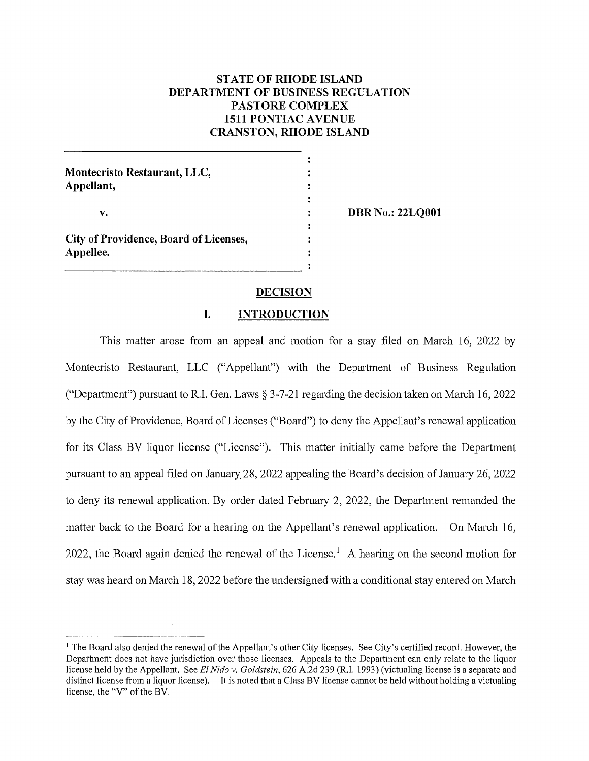**STATE OF RHODE ISLAND**
**DEPARTMENT OF BUSINESS REGULATION**
**PASTORE COMPLEX**
**1511 PONTIAC AVENUE**
**CRANSTON, RHODE ISLAND**

| | |
|---|---|
| **Montecristo Restaurant, LLC,** **Appellant,** | |
| **v.** | **DBR No.: 22LQ001** |
| **City of Providence, Board of Licenses,** **Appellee.** | |

## DECISION

### I. INTRODUCTION

This matter arose from an appeal and motion for a stay filed on March 16, 2022 by Montecristo Restaurant, LLC ("Appellant") with the Department of Business Regulation ("Department") pursuant to R.I. Gen. Laws § 3-7-21 regarding the decision taken on March 16, 2022 by the City of Providence, Board of Licenses ("Board") to deny the Appellant's renewal application for its Class BV liquor license ("License"). This matter initially came before the Department pursuant to an appeal filed on January 28, 2022 appealing the Board's decision of January 26, 2022 to deny its renewal application. By order dated February 2, 2022, the Department remanded the matter back to the Board for a hearing on the Appellant's renewal application. On March 16, 2022, the Board again denied the renewal of the License.[1] A hearing on the second motion for stay was heard on March 18, 2022 before the undersigned with a conditional stay entered on March

---

[1] The Board also denied the renewal of the Appellant's other City licenses. See City's certified record. However, the Department does not have jurisdiction over those licenses. Appeals to the Department can only relate to the liquor license held by the Appellant. See *El Nido v. Goldstein*, 626 A.2d 239 (R.I. 1993) (victualing license is a separate and distinct license from a liquor license). It is noted that a Class BV license cannot be held without holding a victualing license, the "V" of the BV.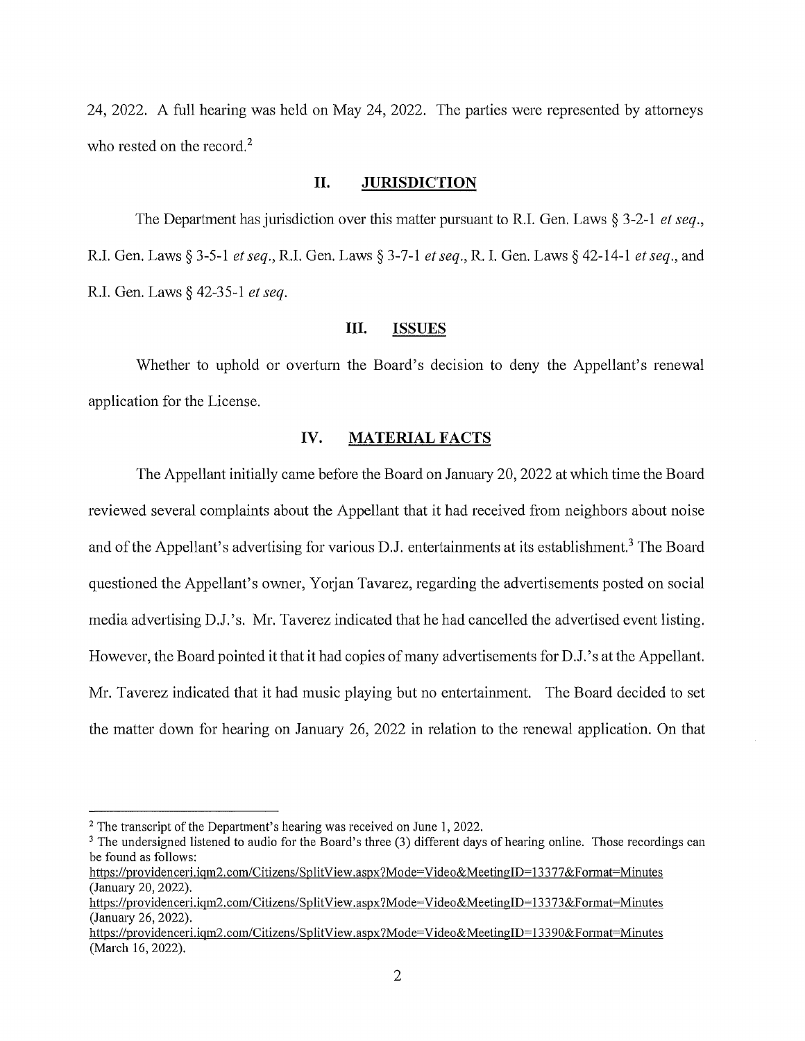24, 2022. A full hearing was held on May 24, 2022. The parties were represented by attorneys who rested on the record.[2]

## II. JURISDICTION

The Department has jurisdiction over this matter pursuant to R.I. Gen. Laws § 3-2-1 *et seq.*, R.I. Gen. Laws § 3-5-1 *et seq.*, R.I. Gen. Laws § 3-7-1 *et seq.*, R. I. Gen. Laws § 42-14-1 *et seq.*, and R.I. Gen. Laws § 42-35-1 *et seq.*

## III. ISSUES

Whether to uphold or overturn the Board's decision to deny the Appellant's renewal application for the License.

## IV. MATERIAL FACTS

The Appellant initially came before the Board on January 20, 2022 at which time the Board reviewed several complaints about the Appellant that it had received from neighbors about noise and of the Appellant's advertising for various D.J. entertainments at its establishment.[3] The Board questioned the Appellant's owner, Yorjan Tavarez, regarding the advertisements posted on social media advertising D.J.'s. Mr. Taverez indicated that he had cancelled the advertised event listing. However, the Board pointed it that it had copies of many advertisements for D.J.'s at the Appellant. Mr. Taverez indicated that it had music playing but no entertainment. The Board decided to set the matter down for hearing on January 26, 2022 in relation to the renewal application. On that

---

[2] The transcript of the Department's hearing was received on June 1, 2022.

[3] The undersigned listened to audio for the Board's three (3) different days of hearing online. Those recordings can be found as follows:
https://providenceri.iqm2.com/Citizens/SplitView.aspx?Mode=Video&MeetingID=13377&Format=Minutes (January 20, 2022).
https://providenceri.iqm2.com/Citizens/SplitView.aspx?Mode=Video&MeetingID=13373&Format=Minutes (January 26, 2022).
https://providenceri.iqm2.com/Citizens/SplitView.aspx?Mode=Video&MeetingID=13390&Format=Minutes (March 16, 2022).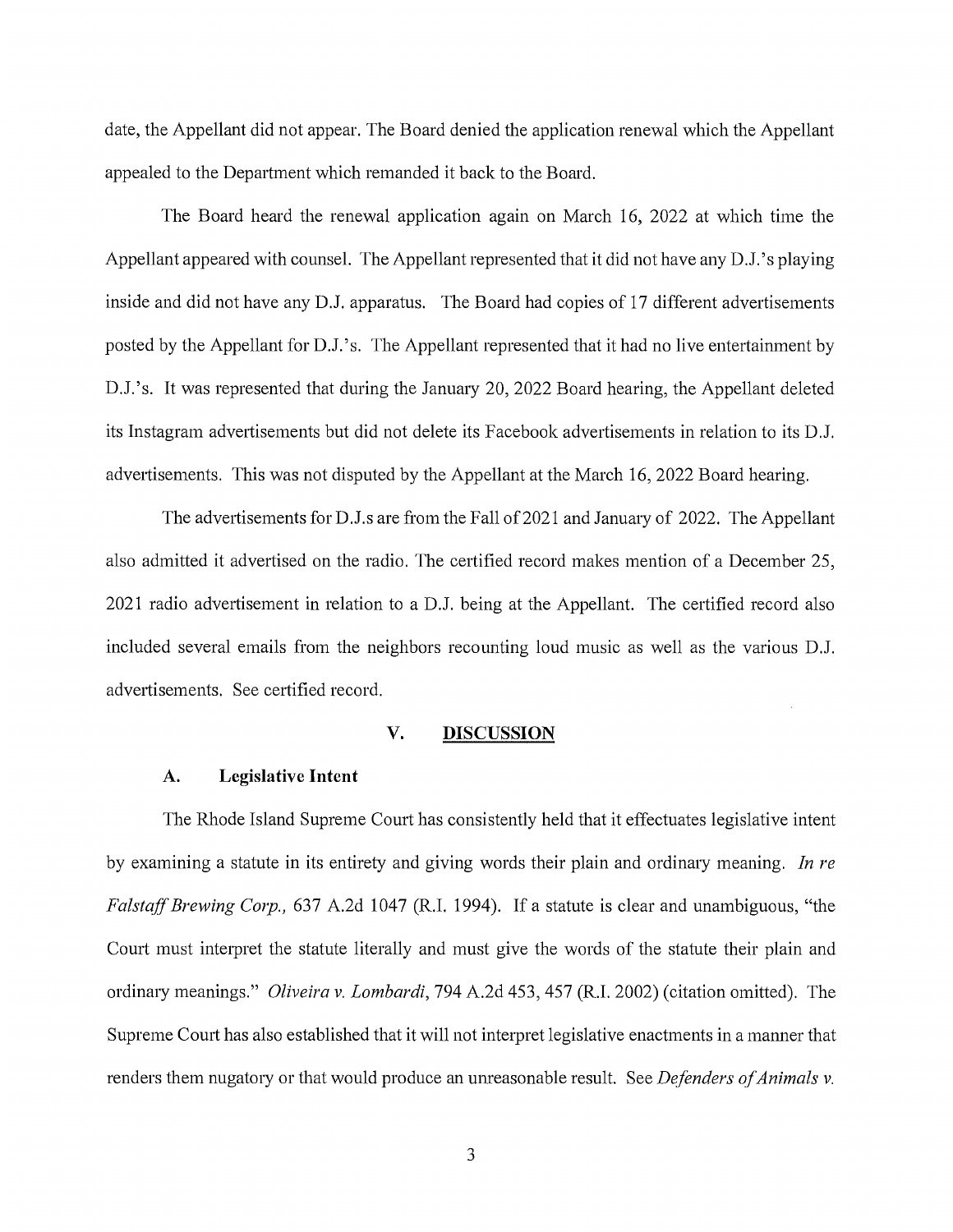date, the Appellant did not appear. The Board denied the application renewal which the Appellant appealed to the Department which remanded it back to the Board.

The Board heard the renewal application again on March 16, 2022 at which time the Appellant appeared with counsel. The Appellant represented that it did not have any D.J.'s playing inside and did not have any D.J. apparatus. The Board had copies of 17 different advertisements posted by the Appellant for D.J.'s. The Appellant represented that it had no live entertainment by D.J.'s. It was represented that during the January 20, 2022 Board hearing, the Appellant deleted its Instagram advertisements but did not delete its Facebook advertisements in relation to its D.J. advertisements. This was not disputed by the Appellant at the March 16, 2022 Board hearing.

The advertisements for D.J.s are from the Fall of 2021 and January of 2022. The Appellant also admitted it advertised on the radio. The certified record makes mention of a December 25, 2021 radio advertisement in relation to a D.J. being at the Appellant. The certified record also included several emails from the neighbors recounting loud music as well as the various D.J. advertisements. See certified record.

## V. DISCUSSION

### A. Legislative Intent

The Rhode Island Supreme Court has consistently held that it effectuates legislative intent by examining a statute in its entirety and giving words their plain and ordinary meaning. *In re Falstaff Brewing Corp.,* 637 A.2d 1047 (R.I. 1994). If a statute is clear and unambiguous, "the Court must interpret the statute literally and must give the words of the statute their plain and ordinary meanings." *Oliveira v. Lombardi*, 794 A.2d 453, 457 (R.I. 2002) (citation omitted). The Supreme Court has also established that it will not interpret legislative enactments in a manner that renders them nugatory or that would produce an unreasonable result. See *Defenders of Animals v.*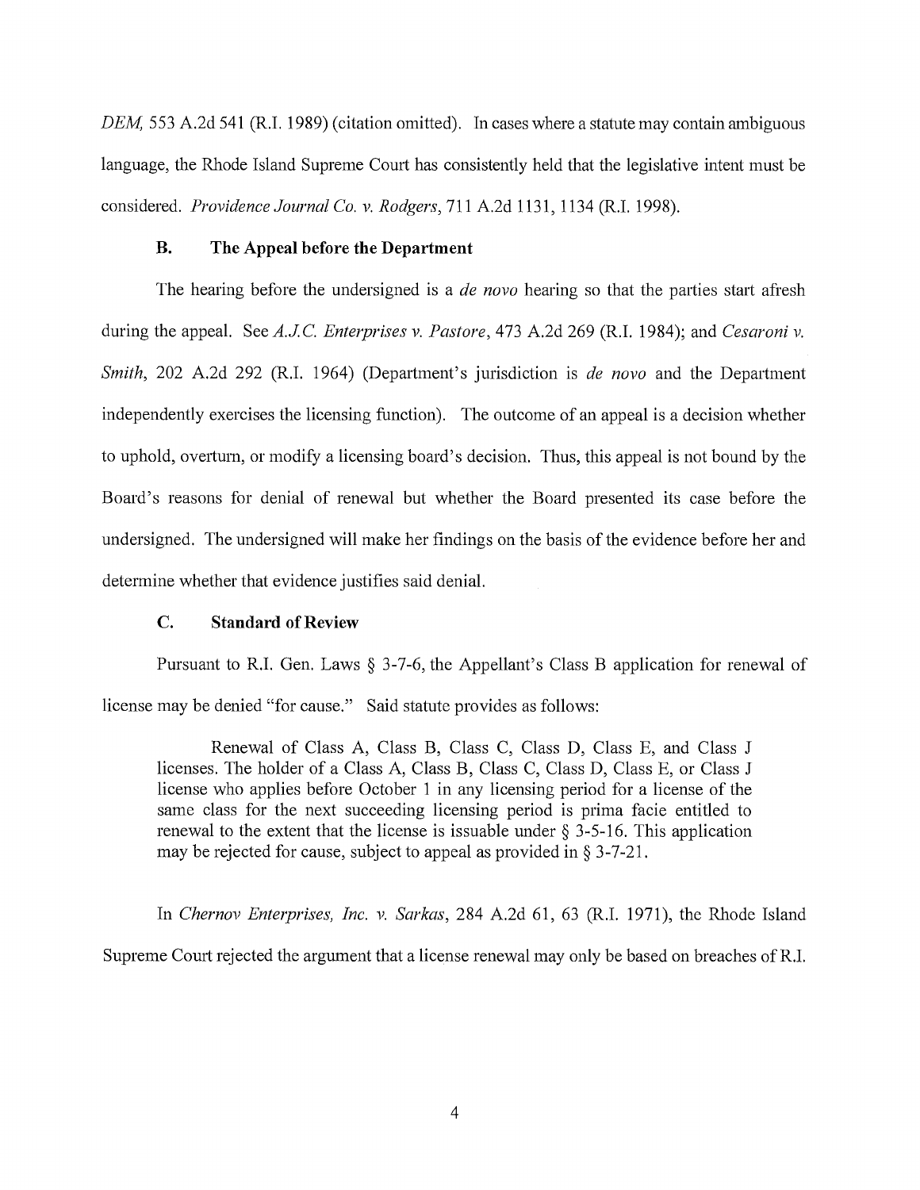*DEM,* 553 A.2d 541 (R.I. 1989) (citation omitted). In cases where a statute may contain ambiguous language, the Rhode Island Supreme Court has consistently held that the legislative intent must be considered. *Providence Journal Co. v. Rodgers*, 711 A.2d 1131, 1134 (R.I. 1998).

### B. The Appeal before the Department

The hearing before the undersigned is a *de novo* hearing so that the parties start afresh during the appeal. See *A.J.C. Enterprises v. Pastore*, 473 A.2d 269 (R.I. 1984); and *Cesaroni v. Smith*, 202 A.2d 292 (R.I. 1964) (Department's jurisdiction is *de novo* and the Department independently exercises the licensing function). The outcome of an appeal is a decision whether to uphold, overturn, or modify a licensing board's decision. Thus, this appeal is not bound by the Board's reasons for denial of renewal but whether the Board presented its case before the undersigned. The undersigned will make her findings on the basis of the evidence before her and determine whether that evidence justifies said denial.

### C. Standard of Review

Pursuant to R.I. Gen. Laws § 3-7-6, the Appellant's Class B application for renewal of license may be denied "for cause." Said statute provides as follows:

> Renewal of Class A, Class B, Class C, Class D, Class E, and Class J licenses. The holder of a Class A, Class B, Class C, Class D, Class E, or Class J license who applies before October 1 in any licensing period for a license of the same class for the next succeeding licensing period is prima facie entitled to renewal to the extent that the license is issuable under § 3-5-16. This application may be rejected for cause, subject to appeal as provided in § 3-7-21.

In *Chernov Enterprises, Inc. v. Sarkas*, 284 A.2d 61, 63 (R.I. 1971), the Rhode Island Supreme Court rejected the argument that a license renewal may only be based on breaches of R.I.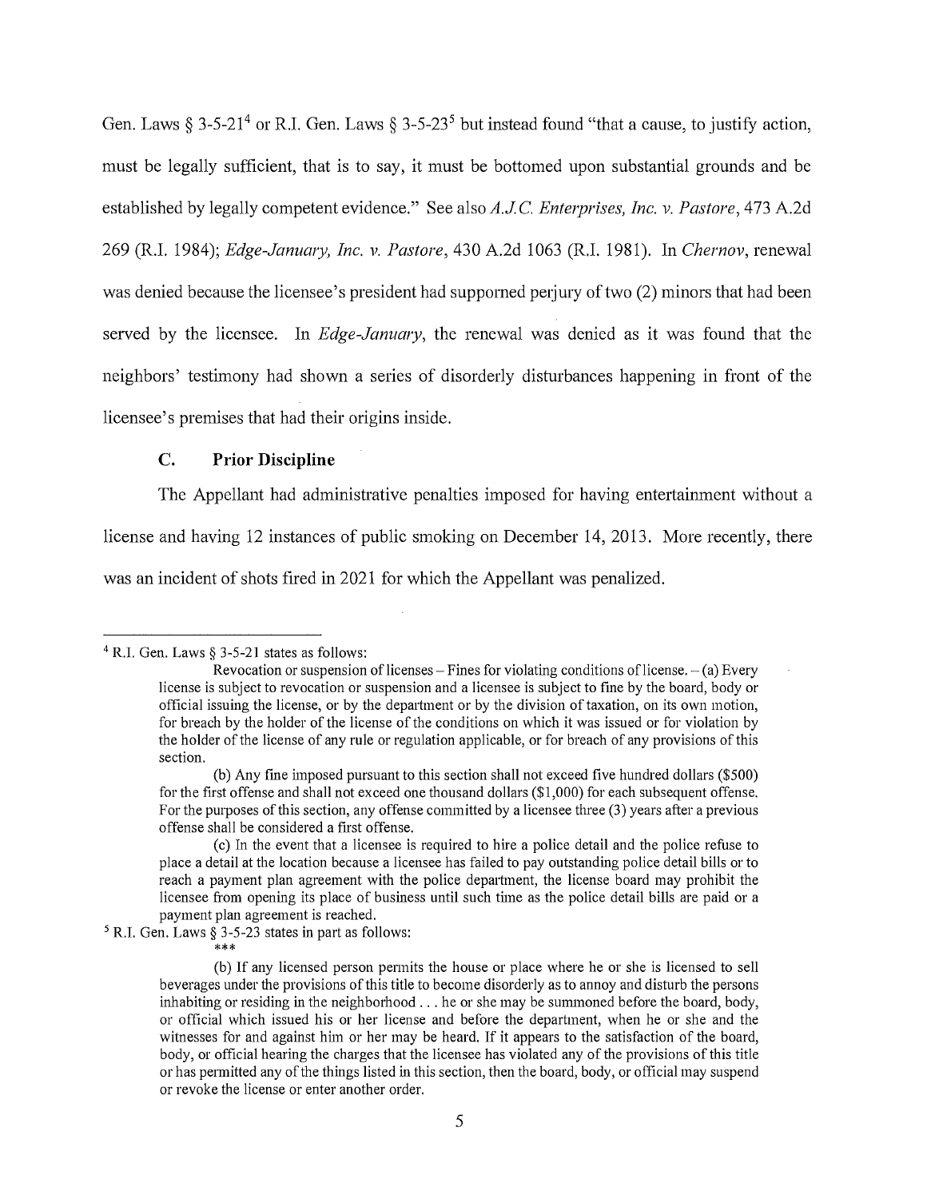Gen. Laws § 3-5-21[4] or R.I. Gen. Laws § 3-5-23[5] but instead found "that a cause, to justify action, must be legally sufficient, that is to say, it must be bottomed upon substantial grounds and be established by legally competent evidence." See also *A.J.C. Enterprises, Inc. v. Pastore*, 473 A.2d 269 (R.I. 1984); *Edge-January, Inc. v. Pastore*, 430 A.2d 1063 (R.I. 1981). In *Chernov*, renewal was denied because the licensee's president had supporned perjury of two (2) minors that had been served by the licensee. In *Edge-January*, the renewal was denied as it was found that the neighbors' testimony had shown a series of disorderly disturbances happening in front of the licensee's premises that had their origins inside.

### C. Prior Discipline

The Appellant had administrative penalties imposed for having entertainment without a license and having 12 instances of public smoking on December 14, 2013. More recently, there was an incident of shots fired in 2021 for which the Appellant was penalized.

---

[4] R.I. Gen. Laws § 3-5-21 states as follows:

> Revocation or suspension of licenses – Fines for violating conditions of license. – (a) Every license is subject to revocation or suspension and a licensee is subject to fine by the board, body or official issuing the license, or by the department or by the division of taxation, on its own motion, for breach by the holder of the license of the conditions on which it was issued or for violation by the holder of the license of any rule or regulation applicable, or for breach of any provisions of this section.
>
> (b) Any fine imposed pursuant to this section shall not exceed five hundred dollars ($500) for the first offense and shall not exceed one thousand dollars ($1,000) for each subsequent offense. For the purposes of this section, any offense committed by a licensee three (3) years after a previous offense shall be considered a first offense.
>
> (c) In the event that a licensee is required to hire a police detail and the police refuse to place a detail at the location because a licensee has failed to pay outstanding police detail bills or to reach a payment plan agreement with the police department, the license board may prohibit the licensee from opening its place of business until such time as the police detail bills are paid or a payment plan agreement is reached.

[5] R.I. Gen. Laws § 3-5-23 states in part as follows:

> ***
>
> (b) If any licensed person permits the house or place where he or she is licensed to sell beverages under the provisions of this title to become disorderly as to annoy and disturb the persons inhabiting or residing in the neighborhood . . . he or she may be summoned before the board, body, or official which issued his or her license and before the department, when he or she and the witnesses for and against him or her may be heard. If it appears to the satisfaction of the board, body, or official hearing the charges that the licensee has violated any of the provisions of this title or has permitted any of the things listed in this section, then the board, body, or official may suspend or revoke the license or enter another order.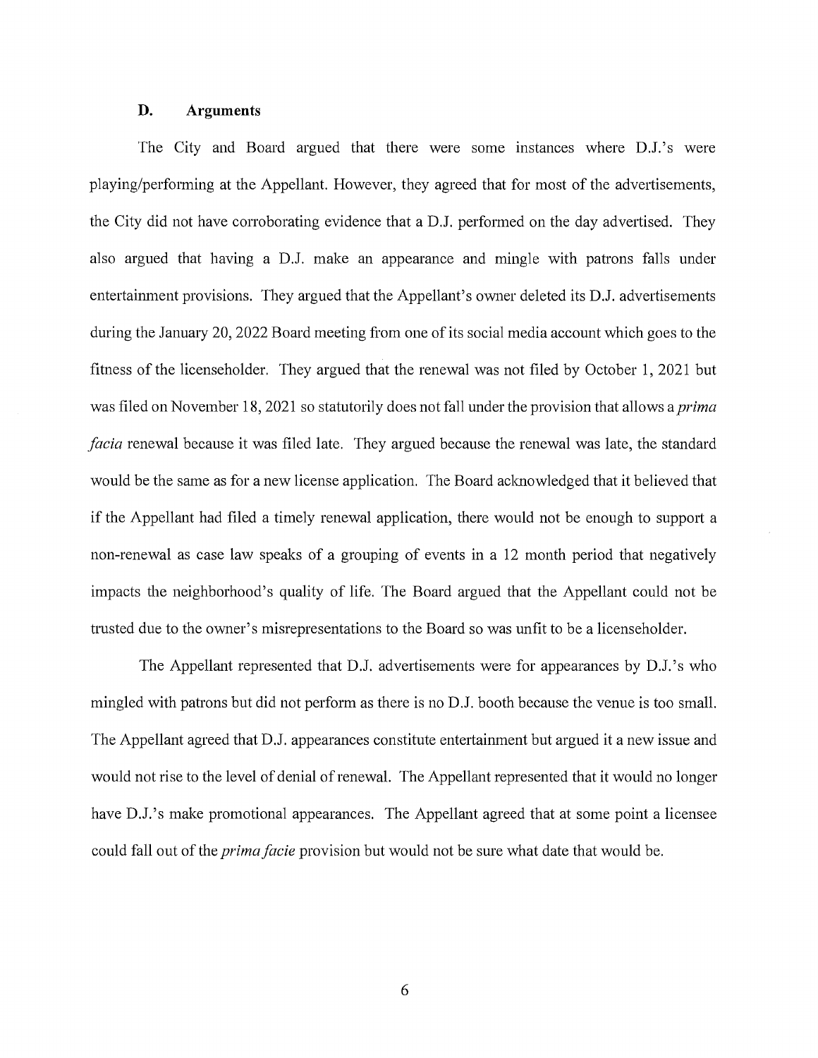### D. Arguments

The City and Board argued that there were some instances where D.J.'s were playing/performing at the Appellant. However, they agreed that for most of the advertisements, the City did not have corroborating evidence that a D.J. performed on the day advertised. They also argued that having a D.J. make an appearance and mingle with patrons falls under entertainment provisions. They argued that the Appellant's owner deleted its D.J. advertisements during the January 20, 2022 Board meeting from one of its social media account which goes to the fitness of the licenseholder. They argued that the renewal was not filed by October 1, 2021 but was filed on November 18, 2021 so statutorily does not fall under the provision that allows a *prima facia* renewal because it was filed late. They argued because the renewal was late, the standard would be the same as for a new license application. The Board acknowledged that it believed that if the Appellant had filed a timely renewal application, there would not be enough to support a non-renewal as case law speaks of a grouping of events in a 12 month period that negatively impacts the neighborhood's quality of life. The Board argued that the Appellant could not be trusted due to the owner's misrepresentations to the Board so was unfit to be a licenseholder.

The Appellant represented that D.J. advertisements were for appearances by D.J.'s who mingled with patrons but did not perform as there is no D.J. booth because the venue is too small. The Appellant agreed that D.J. appearances constitute entertainment but argued it a new issue and would not rise to the level of denial of renewal. The Appellant represented that it would no longer have D.J.'s make promotional appearances. The Appellant agreed that at some point a licensee could fall out of the *prima facie* provision but would not be sure what date that would be.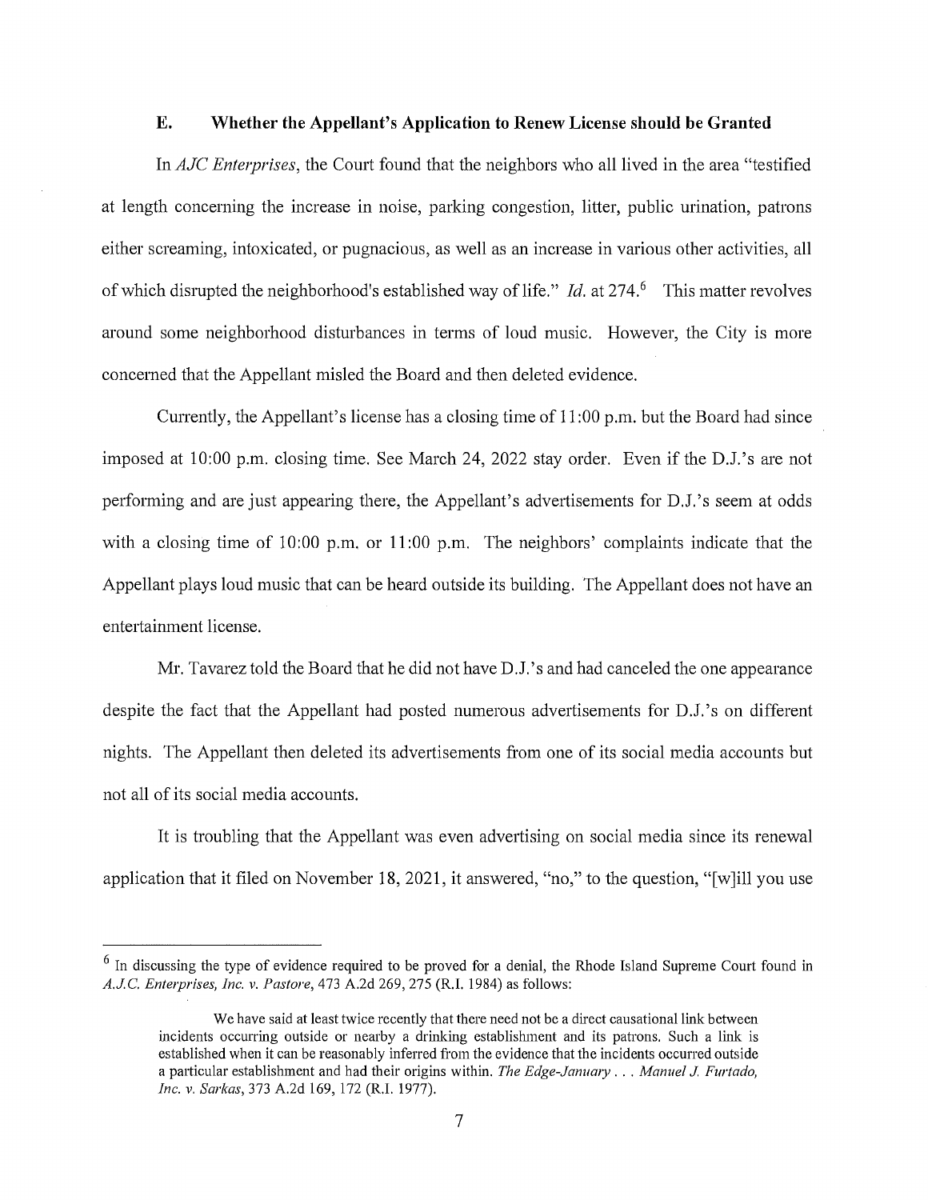### E. Whether the Appellant's Application to Renew License should be Granted

In *AJC Enterprises*, the Court found that the neighbors who all lived in the area "testified at length concerning the increase in noise, parking congestion, litter, public urination, patrons either screaming, intoxicated, or pugnacious, as well as an increase in various other activities, all of which disrupted the neighborhood's established way of life." *Id.* at 274.[6] This matter revolves around some neighborhood disturbances in terms of loud music. However, the City is more concerned that the Appellant misled the Board and then deleted evidence.

Currently, the Appellant's license has a closing time of 11:00 p.m. but the Board had since imposed at 10:00 p.m. closing time. See March 24, 2022 stay order. Even if the D.J.'s are not performing and are just appearing there, the Appellant's advertisements for D.J.'s seem at odds with a closing time of 10:00 p.m. or 11:00 p.m. The neighbors' complaints indicate that the Appellant plays loud music that can be heard outside its building. The Appellant does not have an entertainment license.

Mr. Tavarez told the Board that he did not have D.J.'s and had canceled the one appearance despite the fact that the Appellant had posted numerous advertisements for D.J.'s on different nights. The Appellant then deleted its advertisements from one of its social media accounts but not all of its social media accounts.

It is troubling that the Appellant was even advertising on social media since its renewal application that it filed on November 18, 2021, it answered, "no," to the question, "[w]ill you use

---

[6] In discussing the type of evidence required to be proved for a denial, the Rhode Island Supreme Court found in *A.J.C. Enterprises, Inc. v. Pastore*, 473 A.2d 269, 275 (R.I. 1984) as follows:

> We have said at least twice recently that there need not be a direct causational link between incidents occurring outside or nearby a drinking establishment and its patrons. Such a link is established when it can be reasonably inferred from the evidence that the incidents occurred outside a particular establishment and had their origins within. *The Edge-January . . . Manuel J. Furtado, Inc. v. Sarkas*, 373 A.2d 169, 172 (R.I. 1977).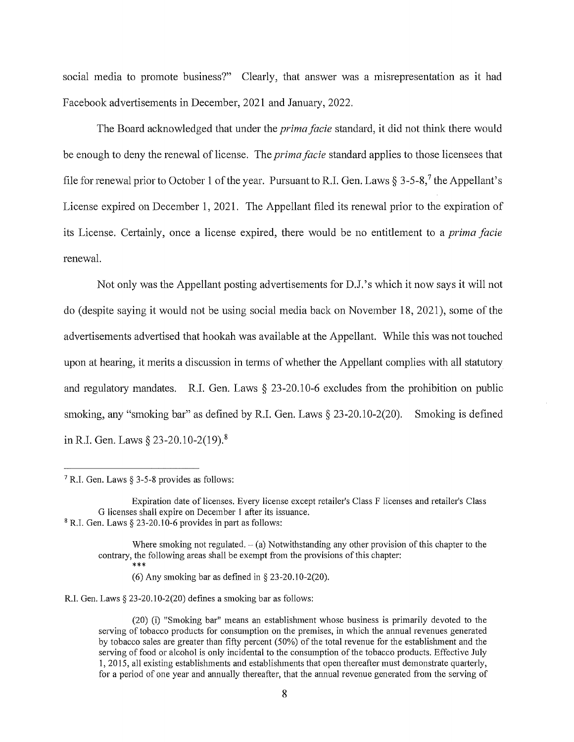social media to promote business?" Clearly, that answer was a misrepresentation as it had Facebook advertisements in December, 2021 and January, 2022.

The Board acknowledged that under the *prima facie* standard, it did not think there would be enough to deny the renewal of license. The *prima facie* standard applies to those licensees that file for renewal prior to October 1 of the year. Pursuant to R.I. Gen. Laws § 3-5-8,[7] the Appellant's License expired on December 1, 2021. The Appellant filed its renewal prior to the expiration of its License. Certainly, once a license expired, there would be no entitlement to a *prima facie* renewal.

Not only was the Appellant posting advertisements for D.J.'s which it now says it will not do (despite saying it would not be using social media back on November 18, 2021), some of the advertisements advertised that hookah was available at the Appellant. While this was not touched upon at hearing, it merits a discussion in terms of whether the Appellant complies with all statutory and regulatory mandates. R.I. Gen. Laws § 23-20.10-6 excludes from the prohibition on public smoking, any "smoking bar" as defined by R.I. Gen. Laws § 23-20.10-2(20). Smoking is defined in R.I. Gen. Laws § 23-20.10-2(19).[8]

---

[7] R.I. Gen. Laws § 3-5-8 provides as follows:

> Expiration date of licenses. Every license except retailer's Class F licenses and retailer's Class G licenses shall expire on December 1 after its issuance.

[8] R.I. Gen. Laws § 23-20.10-6 provides in part as follows:

> Where smoking not regulated. – (a) Notwithstanding any other provision of this chapter to the contrary, the following areas shall be exempt from the provisions of this chapter:
> ***
> (6) Any smoking bar as defined in § 23-20.10-2(20).

R.I. Gen. Laws § 23-20.10-2(20) defines a smoking bar as follows:

> (20) (i) "Smoking bar" means an establishment whose business is primarily devoted to the serving of tobacco products for consumption on the premises, in which the annual revenues generated by tobacco sales are greater than fifty percent (50%) of the total revenue for the establishment and the serving of food or alcohol is only incidental to the consumption of the tobacco products. Effective July 1, 2015, all existing establishments and establishments that open thereafter must demonstrate quarterly, for a period of one year and annually thereafter, that the annual revenue generated from the serving of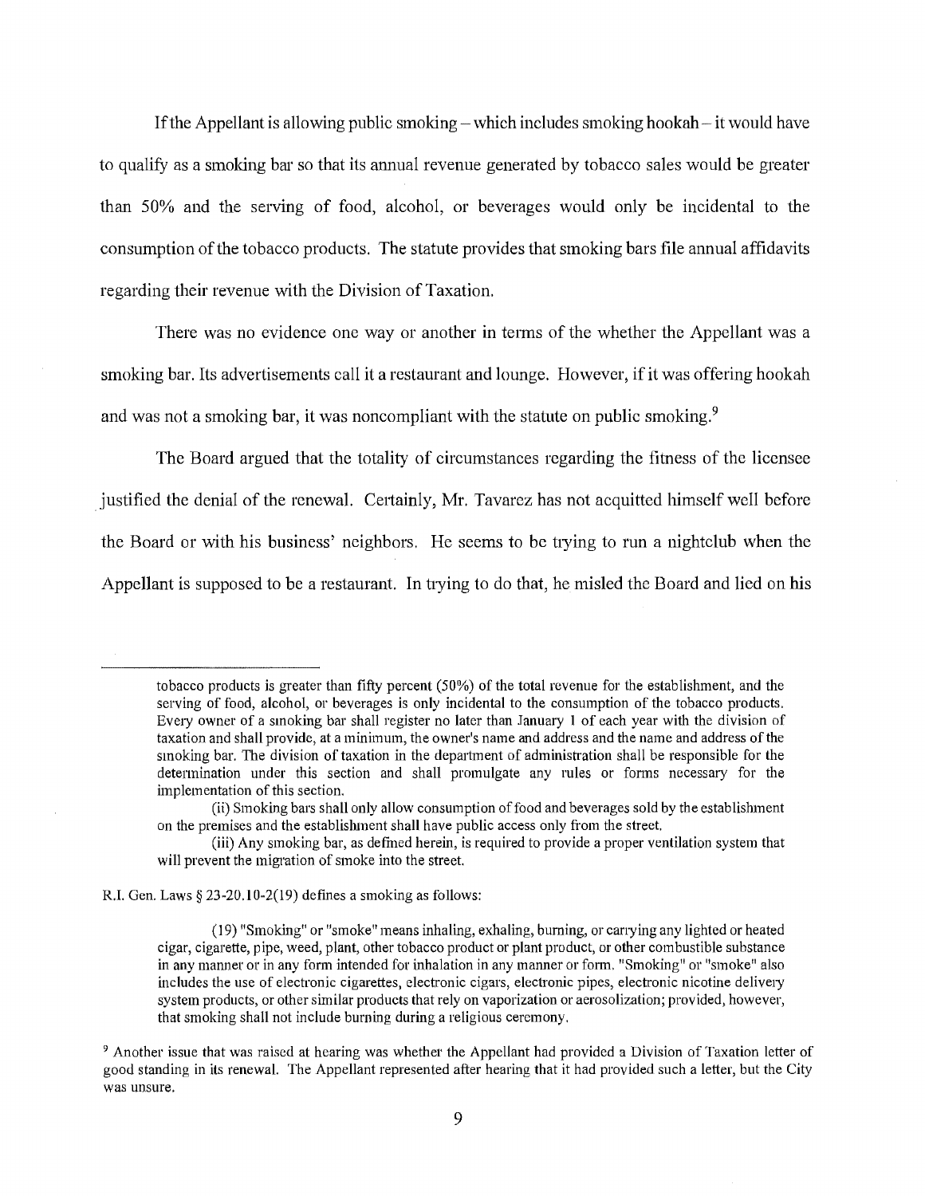If the Appellant is allowing public smoking – which includes smoking hookah – it would have to qualify as a smoking bar so that its annual revenue generated by tobacco sales would be greater than 50% and the serving of food, alcohol, or beverages would only be incidental to the consumption of the tobacco products. The statute provides that smoking bars file annual affidavits regarding their revenue with the Division of Taxation.

There was no evidence one way or another in terms of the whether the Appellant was a smoking bar. Its advertisements call it a restaurant and lounge. However, if it was offering hookah and was not a smoking bar, it was noncompliant with the statute on public smoking.[9]

The Board argued that the totality of circumstances regarding the fitness of the licensee justified the denial of the renewal. Certainly, Mr. Tavarez has not acquitted himself well before the Board or with his business' neighbors. He seems to be trying to run a nightclub when the Appellant is supposed to be a restaurant. In trying to do that, he misled the Board and lied on his

---

tobacco products is greater than fifty percent (50%) of the total revenue for the establishment, and the serving of food, alcohol, or beverages is only incidental to the consumption of the tobacco products. Every owner of a smoking bar shall register no later than January 1 of each year with the division of taxation and shall provide, at a minimum, the owner's name and address and the name and address of the smoking bar. The division of taxation in the department of administration shall be responsible for the determination under this section and shall promulgate any rules or forms necessary for the implementation of this section.

(ii) Smoking bars shall only allow consumption of food and beverages sold by the establishment on the premises and the establishment shall have public access only from the street.

(iii) Any smoking bar, as defined herein, is required to provide a proper ventilation system that will prevent the migration of smoke into the street.

R.I. Gen. Laws § 23-20.10-2(19) defines a smoking as follows:

(19) "Smoking" or "smoke" means inhaling, exhaling, burning, or carrying any lighted or heated cigar, cigarette, pipe, weed, plant, other tobacco product or plant product, or other combustible substance in any manner or in any form intended for inhalation in any manner or form. "Smoking" or "smoke" also includes the use of electronic cigarettes, electronic cigars, electronic pipes, electronic nicotine delivery system products, or other similar products that rely on vaporization or aerosolization; provided, however, that smoking shall not include burning during a religious ceremony.

[9] Another issue that was raised at hearing was whether the Appellant had provided a Division of Taxation letter of good standing in its renewal. The Appellant represented after hearing that it had provided such a letter, but the City was unsure.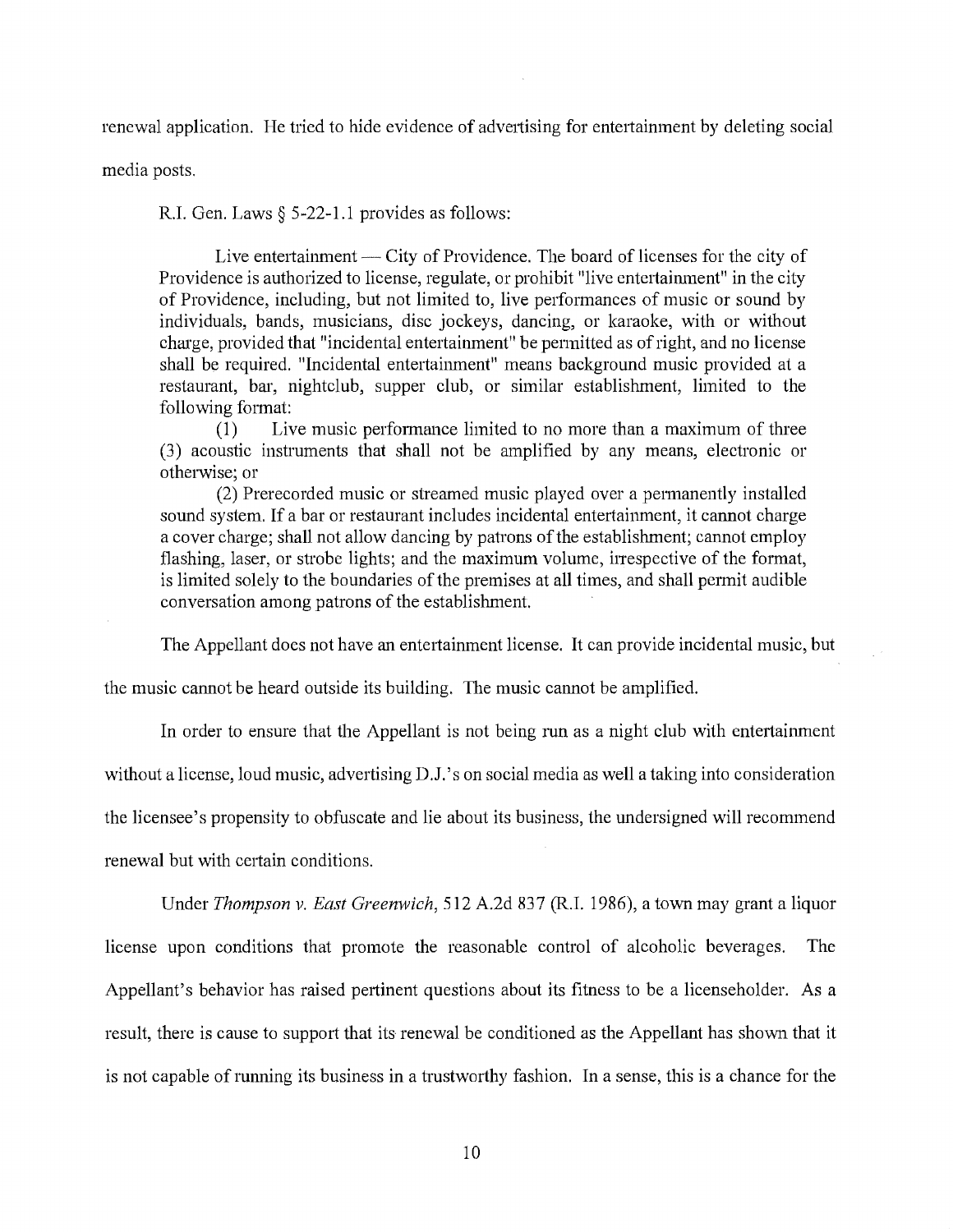renewal application. He tried to hide evidence of advertising for entertainment by deleting social media posts.

R.I. Gen. Laws § 5-22-1.1 provides as follows:

> Live entertainment — City of Providence. The board of licenses for the city of Providence is authorized to license, regulate, or prohibit "live entertainment" in the city of Providence, including, but not limited to, live performances of music or sound by individuals, bands, musicians, disc jockeys, dancing, or karaoke, with or without charge, provided that "incidental entertainment" be permitted as of right, and no license shall be required. "Incidental entertainment" means background music provided at a restaurant, bar, nightclub, supper club, or similar establishment, limited to the following format:
>
> (1) Live music performance limited to no more than a maximum of three (3) acoustic instruments that shall not be amplified by any means, electronic or otherwise; or
>
> (2) Prerecorded music or streamed music played over a permanently installed sound system. If a bar or restaurant includes incidental entertainment, it cannot charge a cover charge; shall not allow dancing by patrons of the establishment; cannot employ flashing, laser, or strobe lights; and the maximum volume, irrespective of the format, is limited solely to the boundaries of the premises at all times, and shall permit audible conversation among patrons of the establishment.

The Appellant does not have an entertainment license. It can provide incidental music, but the music cannot be heard outside its building. The music cannot be amplified.

In order to ensure that the Appellant is not being run as a night club with entertainment without a license, loud music, advertising D.J.'s on social media as well a taking into consideration the licensee's propensity to obfuscate and lie about its business, the undersigned will recommend renewal but with certain conditions.

Under *Thompson v. East Greenwich*, 512 A.2d 837 (R.I. 1986), a town may grant a liquor license upon conditions that promote the reasonable control of alcoholic beverages. The Appellant's behavior has raised pertinent questions about its fitness to be a licenseholder. As a result, there is cause to support that its renewal be conditioned as the Appellant has shown that it is not capable of running its business in a trustworthy fashion. In a sense, this is a chance for the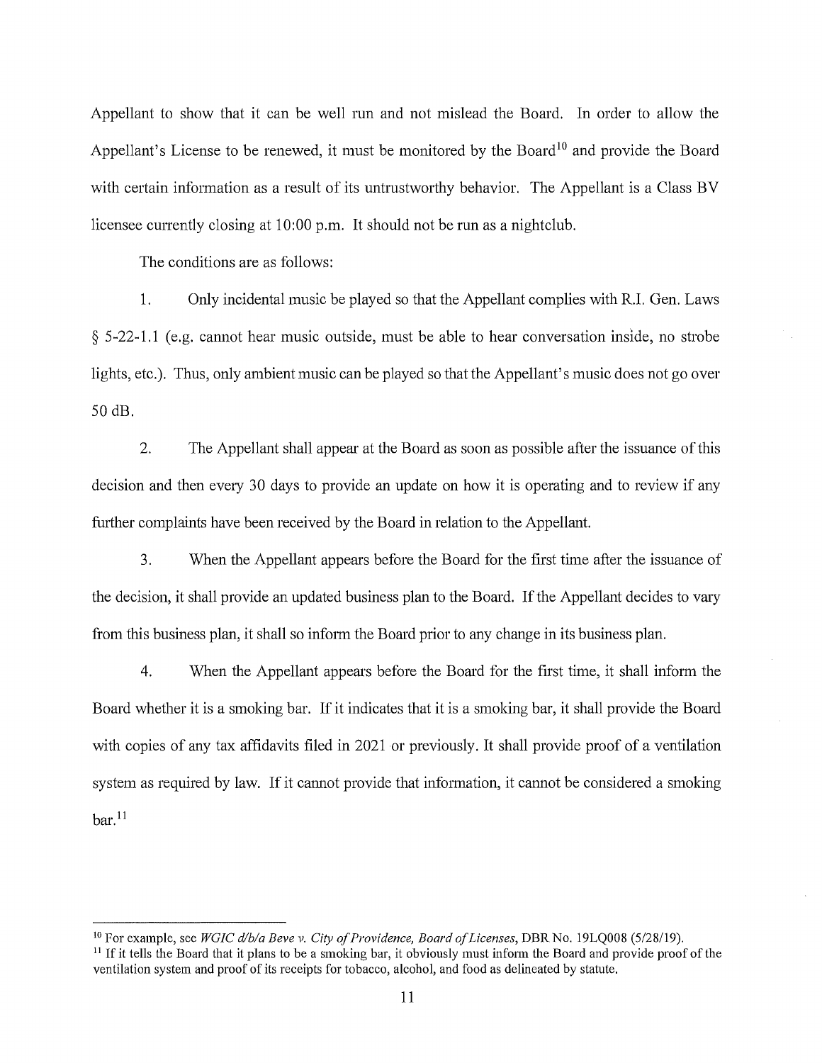Appellant to show that it can be well run and not mislead the Board. In order to allow the Appellant's License to be renewed, it must be monitored by the Board[10] and provide the Board with certain information as a result of its untrustworthy behavior. The Appellant is a Class BV licensee currently closing at 10:00 p.m. It should not be run as a nightclub.

The conditions are as follows:

1. Only incidental music be played so that the Appellant complies with R.I. Gen. Laws § 5-22-1.1 (e.g. cannot hear music outside, must be able to hear conversation inside, no strobe lights, etc.). Thus, only ambient music can be played so that the Appellant's music does not go over 50 dB.

2. The Appellant shall appear at the Board as soon as possible after the issuance of this decision and then every 30 days to provide an update on how it is operating and to review if any further complaints have been received by the Board in relation to the Appellant.

3. When the Appellant appears before the Board for the first time after the issuance of the decision, it shall provide an updated business plan to the Board. If the Appellant decides to vary from this business plan, it shall so inform the Board prior to any change in its business plan.

4. When the Appellant appears before the Board for the first time, it shall inform the Board whether it is a smoking bar. If it indicates that it is a smoking bar, it shall provide the Board with copies of any tax affidavits filed in 2021 or previously. It shall provide proof of a ventilation system as required by law. If it cannot provide that information, it cannot be considered a smoking bar.[11]

---

[10] For example, see *WGIC d/b/a Beve v. City of Providence, Board of Licenses*, DBR No. 19LQ008 (5/28/19).

[11] If it tells the Board that it plans to be a smoking bar, it obviously must inform the Board and provide proof of the ventilation system and proof of its receipts for tobacco, alcohol, and food as delineated by statute.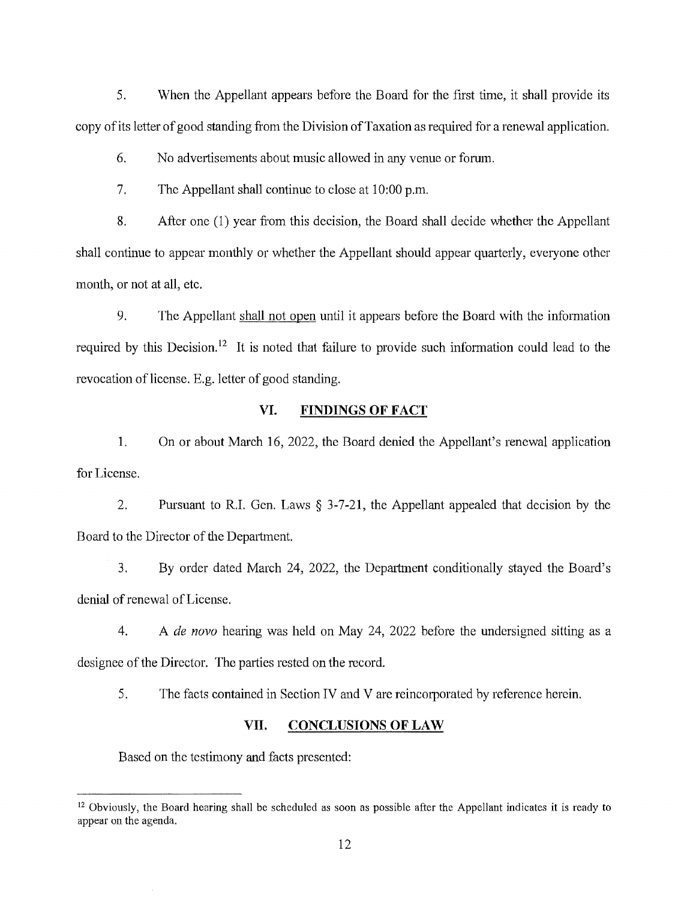5. When the Appellant appears before the Board for the first time, it shall provide its copy of its letter of good standing from the Division of Taxation as required for a renewal application.

6. No advertisements about music allowed in any venue or forum.

7. The Appellant shall continue to close at 10:00 p.m.

8. After one (1) year from this decision, the Board shall decide whether the Appellant shall continue to appear monthly or whether the Appellant should appear quarterly, everyone other month, or not at all, etc.

9. The Appellant shall not open until it appears before the Board with the information required by this Decision.[12] It is noted that failure to provide such information could lead to the revocation of license. E.g. letter of good standing.

## VI. FINDINGS OF FACT

1. On or about March 16, 2022, the Board denied the Appellant's renewal application for License.

2. Pursuant to R.I. Gen. Laws § 3-7-21, the Appellant appealed that decision by the Board to the Director of the Department.

3. By order dated March 24, 2022, the Department conditionally stayed the Board's denial of renewal of License.

4. A *de novo* hearing was held on May 24, 2022 before the undersigned sitting as a designee of the Director. The parties rested on the record.

5. The facts contained in Section IV and V are reincorporated by reference herein.

## VII. CONCLUSIONS OF LAW

Based on the testimony and facts presented:

---

[12] Obviously, the Board hearing shall be scheduled as soon as possible after the Appellant indicates it is ready to appear on the agenda.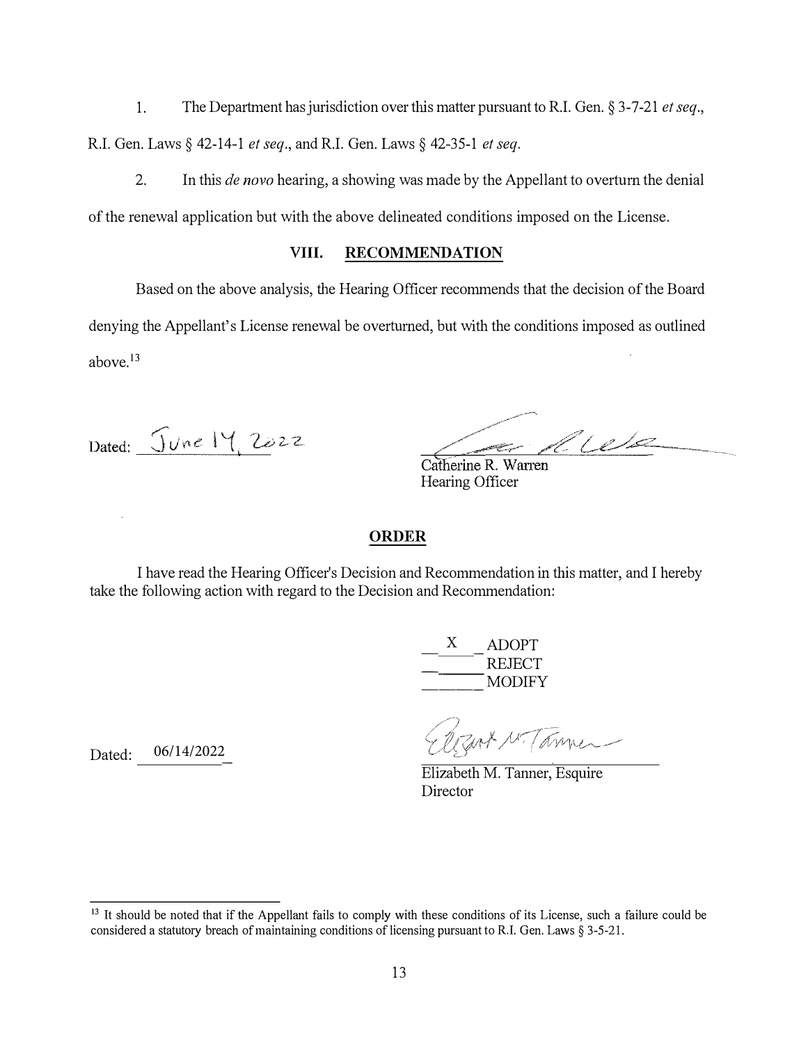1. The Department has jurisdiction over this matter pursuant to R.I. Gen. § 3-7-21 *et seq*., R.I. Gen. Laws § 42-14-1 *et seq*., and R.I. Gen. Laws § 42-35-1 *et seq*.

2. In this *de novo* hearing, a showing was made by the Appellant to overturn the denial of the renewal application but with the above delineated conditions imposed on the License.

## VIII. RECOMMENDATION

Based on the above analysis, the Hearing Officer recommends that the decision of the Board denying the Appellant's License renewal be overturned, but with the conditions imposed as outlined above.[13]

Dated: June 14, 2022

Catherine R. Warren
Hearing Officer

## ORDER

I have read the Hearing Officer's Decision and Recommendation in this matter, and I hereby take the following action with regard to the Decision and Recommendation:

__X__ ADOPT
_____ REJECT
_____ MODIFY

Dated: 06/14/2022

Elizabeth M. Tanner, Esquire
Director

[13] It should be noted that if the Appellant fails to comply with these conditions of its License, such a failure could be considered a statutory breach of maintaining conditions of licensing pursuant to R.I. Gen. Laws § 3-5-21.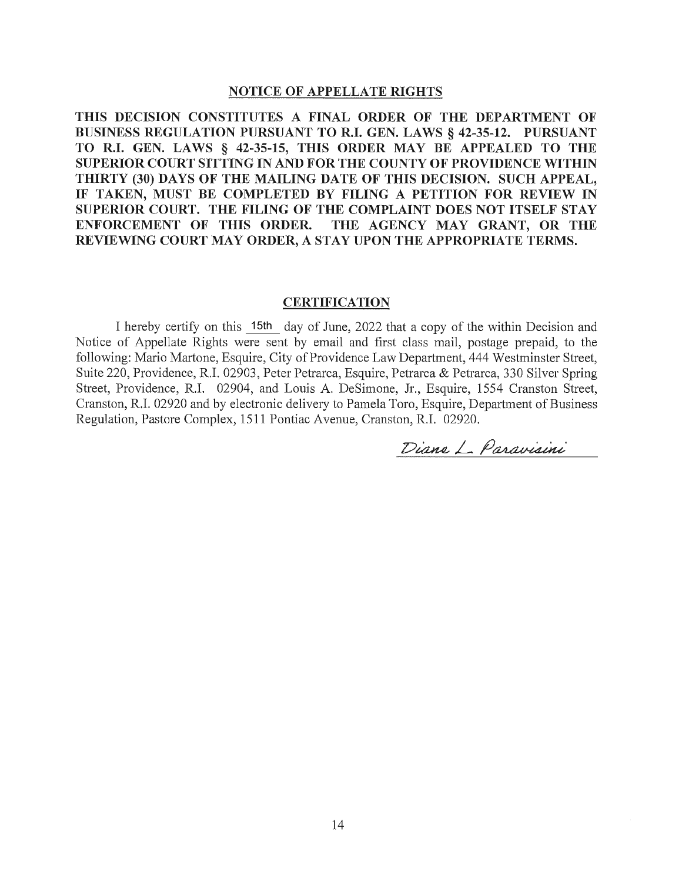## NOTICE OF APPELLATE RIGHTS

**THIS DECISION CONSTITUTES A FINAL ORDER OF THE DEPARTMENT OF BUSINESS REGULATION PURSUANT TO R.I. GEN. LAWS § 42-35-12. PURSUANT TO R.I. GEN. LAWS § 42-35-15, THIS ORDER MAY BE APPEALED TO THE SUPERIOR COURT SITTING IN AND FOR THE COUNTY OF PROVIDENCE WITHIN THIRTY (30) DAYS OF THE MAILING DATE OF THIS DECISION. SUCH APPEAL, IF TAKEN, MUST BE COMPLETED BY FILING A PETITION FOR REVIEW IN SUPERIOR COURT. THE FILING OF THE COMPLAINT DOES NOT ITSELF STAY ENFORCEMENT OF THIS ORDER. THE AGENCY MAY GRANT, OR THE REVIEWING COURT MAY ORDER, A STAY UPON THE APPROPRIATE TERMS.**

## CERTIFICATION

I hereby certify on this 15th day of June, 2022 that a copy of the within Decision and Notice of Appellate Rights were sent by email and first class mail, postage prepaid, to the following: Mario Martone, Esquire, City of Providence Law Department, 444 Westminster Street, Suite 220, Providence, R.I. 02903, Peter Petrarca, Esquire, Petrarca & Petrarca, 330 Silver Spring Street, Providence, R.I. 02904, and Louis A. DeSimone, Jr., Esquire, 1554 Cranston Street, Cranston, R.I. 02920 and by electronic delivery to Pamela Toro, Esquire, Department of Business Regulation, Pastore Complex, 1511 Pontiac Avenue, Cranston, R.I. 02920.

*Diane L. Paravisini*